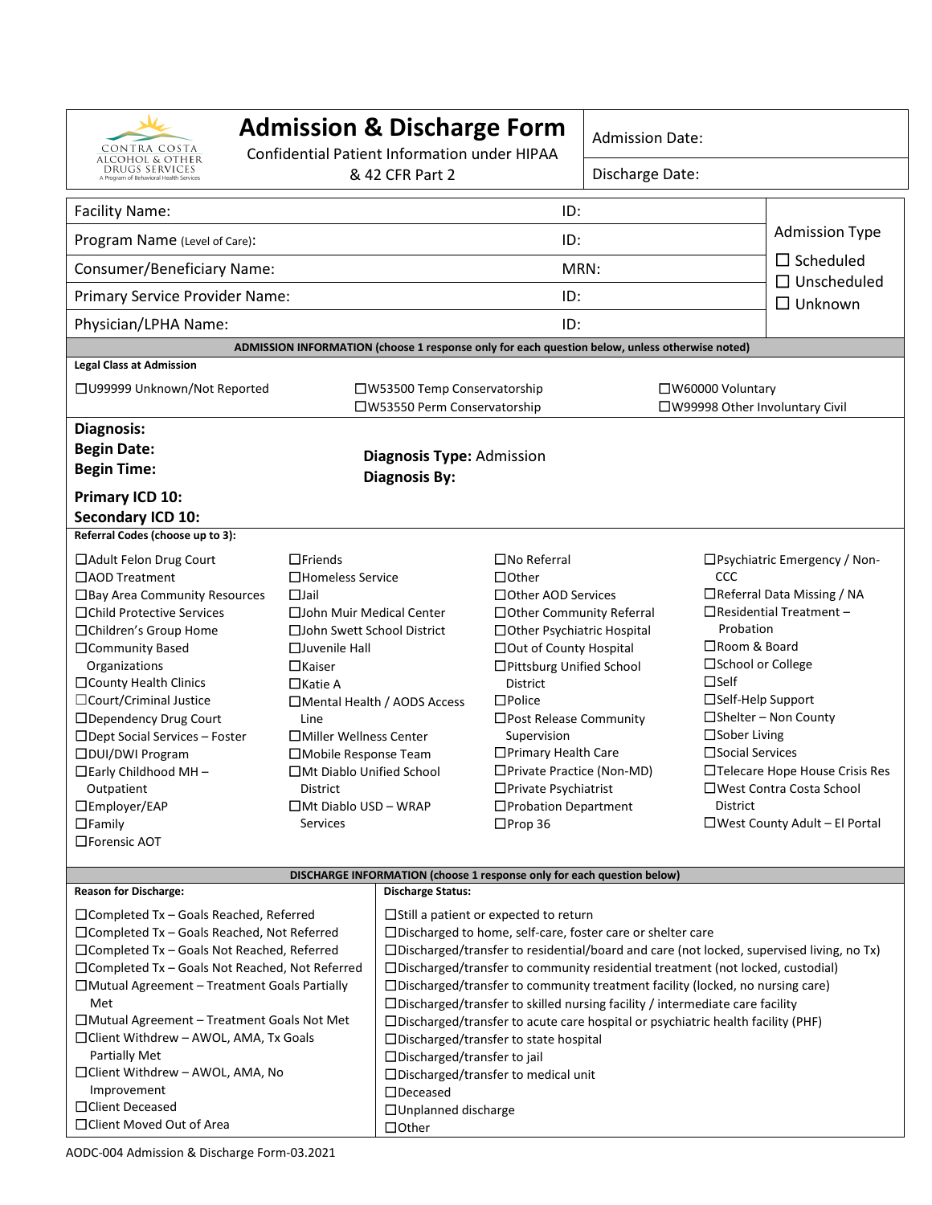CONTRA COSTA ALCOHOL & OTHER DRUGS SERVICES
A Program of Behavioral Health Services

# Admission & Discharge Form

Confidential Patient Information under HIPAA & 42 CFR Part 2

| Admission Date: |
|---|
| Discharge Date: |

| | | |
|---|---|---|
| Facility Name: | ID: | Admission Type |
| Program Name (Level of Care): | ID: | ☐ Scheduled |
| Consumer/Beneficiary Name: | MRN: | ☐ Unscheduled |
| Primary Service Provider Name: | ID: | ☐ Unknown |
| Physician/LPHA Name: | ID: | |

## ADMISSION INFORMATION (choose 1 response only for each question below, unless otherwise noted)

**Legal Class at Admission**

- ☐U99999 Unknown/Not Reported
- ☐W53500 Temp Conservatorship
- ☐W53550 Perm Conservatorship
- ☐W60000 Voluntary
- ☐W99998 Other Involuntary Civil

**Diagnosis:**
**Begin Date:**
**Begin Time:**

**Diagnosis Type:** Admission
**Diagnosis By:**

**Primary ICD 10:**
**Secondary ICD 10:**

**Referral Codes (choose up to 3):**

- ☐Adult Felon Drug Court
- ☐AOD Treatment
- ☐Bay Area Community Resources
- ☐Child Protective Services
- ☐Children's Group Home
- ☐Community Based Organizations
- ☐County Health Clinics
- ☐Court/Criminal Justice
- ☐Dependency Drug Court
- ☐Dept Social Services – Foster
- ☐DUI/DWI Program
- ☐Early Childhood MH – Outpatient
- ☐Employer/EAP
- ☐Family
- ☐Forensic AOT
- ☐Friends
- ☐Homeless Service
- ☐Jail
- ☐John Muir Medical Center
- ☐John Swett School District
- ☐Juvenile Hall
- ☐Kaiser
- ☐Katie A
- ☐Mental Health / AODS Access Line
- ☐Miller Wellness Center
- ☐Mobile Response Team
- ☐Mt Diablo Unified School District
- ☐Mt Diablo USD – WRAP Services
- ☐No Referral
- ☐Other
- ☐Other AOD Services
- ☐Other Community Referral
- ☐Other Psychiatric Hospital
- ☐Out of County Hospital
- ☐Pittsburg Unified School District
- ☐Police
- ☐Post Release Community Supervision
- ☐Primary Health Care
- ☐Private Practice (Non-MD)
- ☐Private Psychiatrist
- ☐Probation Department
- ☐Prop 36
- ☐Psychiatric Emergency / Non-CCC
- ☐Referral Data Missing / NA
- ☐Residential Treatment – Probation
- ☐Room & Board
- ☐School or College
- ☐Self
- ☐Self-Help Support
- ☐Shelter – Non County
- ☐Sober Living
- ☐Social Services
- ☐Telecare Hope House Crisis Res
- ☐West Contra Costa School District
- ☐West County Adult – El Portal

## DISCHARGE INFORMATION (choose 1 response only for each question below)

**Reason for Discharge:**

- ☐Completed Tx – Goals Reached, Referred
- ☐Completed Tx – Goals Reached, Not Referred
- ☐Completed Tx – Goals Not Reached, Referred
- ☐Completed Tx – Goals Not Reached, Not Referred
- ☐Mutual Agreement – Treatment Goals Partially Met
- ☐Mutual Agreement – Treatment Goals Not Met
- ☐Client Withdrew – AWOL, AMA, Tx Goals Partially Met
- ☐Client Withdrew – AWOL, AMA, No Improvement
- ☐Client Deceased
- ☐Client Moved Out of Area

**Discharge Status:**

- ☐Still a patient or expected to return
- ☐Discharged to home, self-care, foster care or shelter care
- ☐Discharged/transfer to residential/board and care (not locked, supervised living, no Tx)
- ☐Discharged/transfer to community residential treatment (not locked, custodial)
- ☐Discharged/transfer to community treatment facility (locked, no nursing care)
- ☐Discharged/transfer to skilled nursing facility / intermediate care facility
- ☐Discharged/transfer to acute care hospital or psychiatric health facility (PHF)
- ☐Discharged/transfer to state hospital
- ☐Discharged/transfer to jail
- ☐Discharged/transfer to medical unit
- ☐Deceased
- ☐Unplanned discharge
- ☐Other

AODC-004 Admission & Discharge Form-03.2021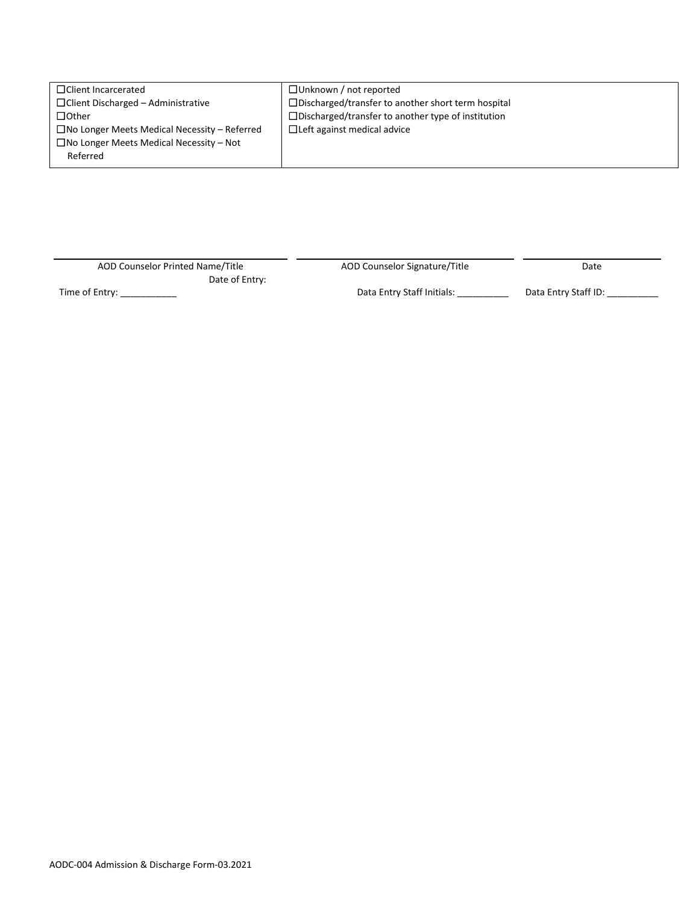| | |
|---|---|
| ☐Client Incarcerated<br>☐Client Discharged – Administrative<br>☐Other<br>☐No Longer Meets Medical Necessity – Referred<br>☐No Longer Meets Medical Necessity – Not Referred | ☐Unknown / not reported<br>☐Discharged/transfer to another short term hospital<br>☐Discharged/transfer to another type of institution<br>☐Left against medical advice |

| | | |
|---|---|---|
| AOD Counselor Printed Name/Title | AOD Counselor Signature/Title | Date |

Date of Entry:

Time of Entry: ___________ Data Entry Staff Initials: __________ Data Entry Staff ID: __________

AODC-004 Admission & Discharge Form-03.2021